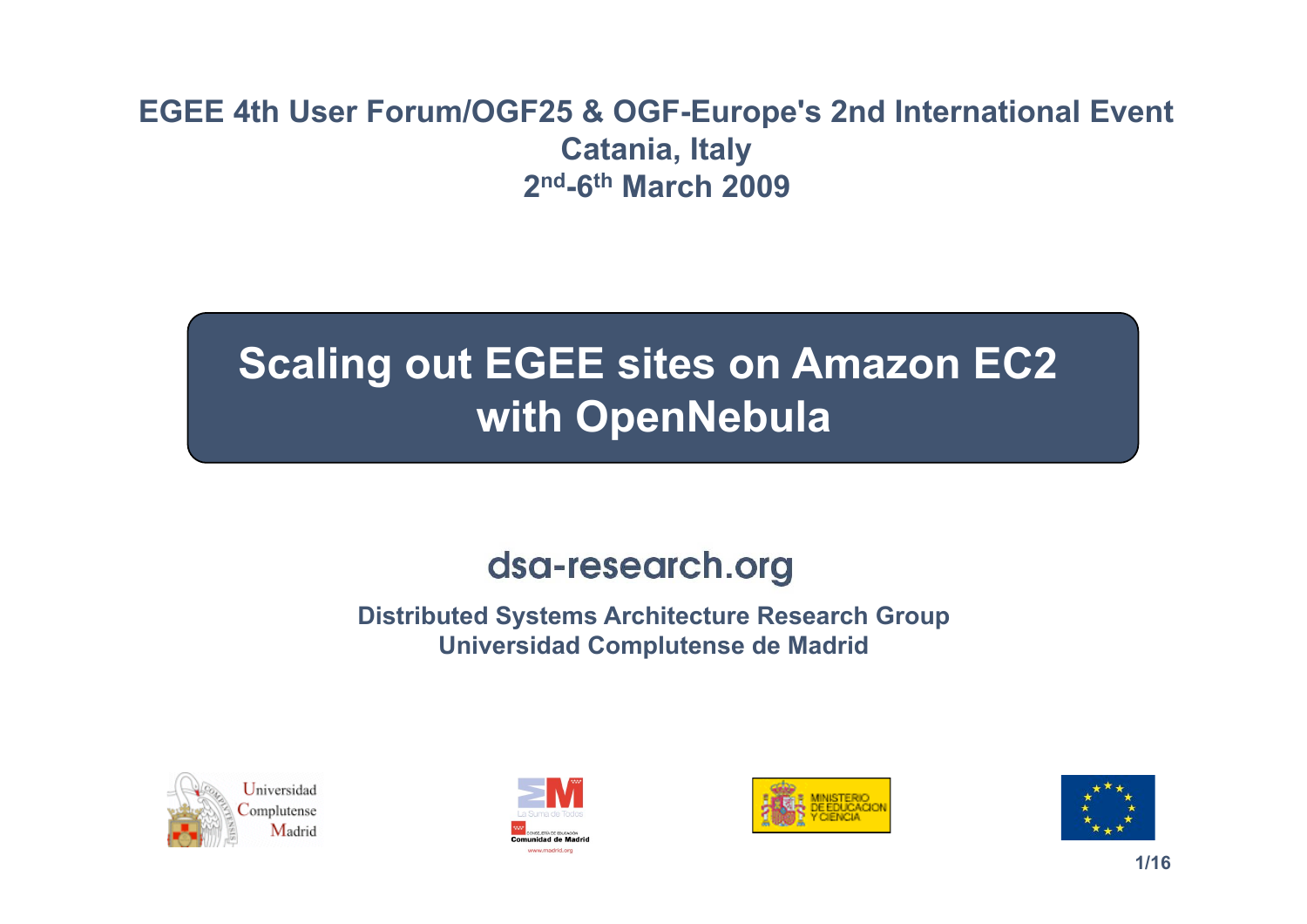**EGEE 4th User Forum/OGF25 & OGF-Europe's 2nd International Event**
**Catania, Italy**
**2nd-6th March 2009**

# Scaling out EGEE sites on Amazon EC2 with OpenNebula

dsa-research.org

**Distributed Systems Architecture Research Group**
**Universidad Complutense de Madrid**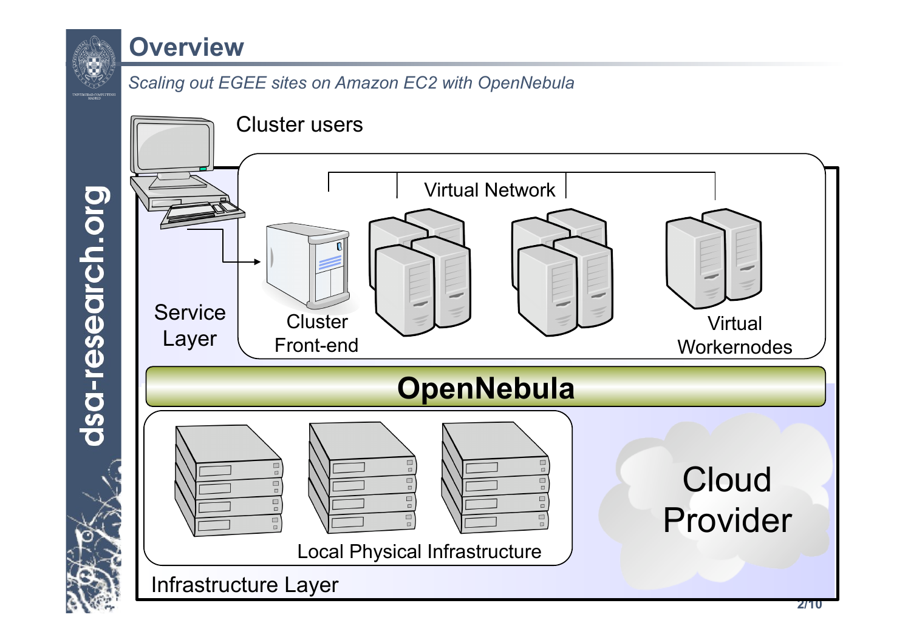# Overview

*Scaling out EGEE sites on Amazon EC2 with OpenNebula*

Cluster users

Virtual Network

Service Layer

Cluster Front-end

Virtual Workernodes

**OpenNebula**

Local Physical Infrastructure

Cloud Provider

Infrastructure Layer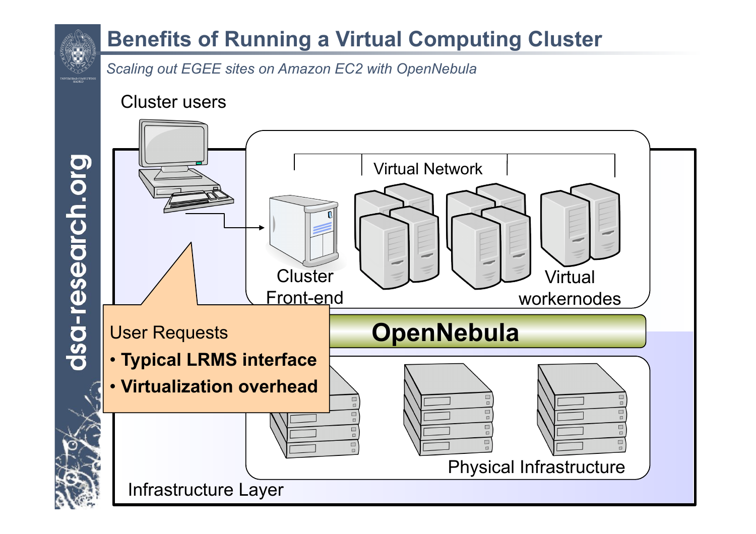# Benefits of Running a Virtual Computing Cluster

*Scaling out EGEE sites on Amazon EC2 with OpenNebula*

Cluster users

Virtual Network

Cluster Front-end

Virtual workernodes

OpenNebula

Physical Infrastructure

Infrastructure Layer

User Requests

- **Typical LRMS interface**
- **Virtualization overhead**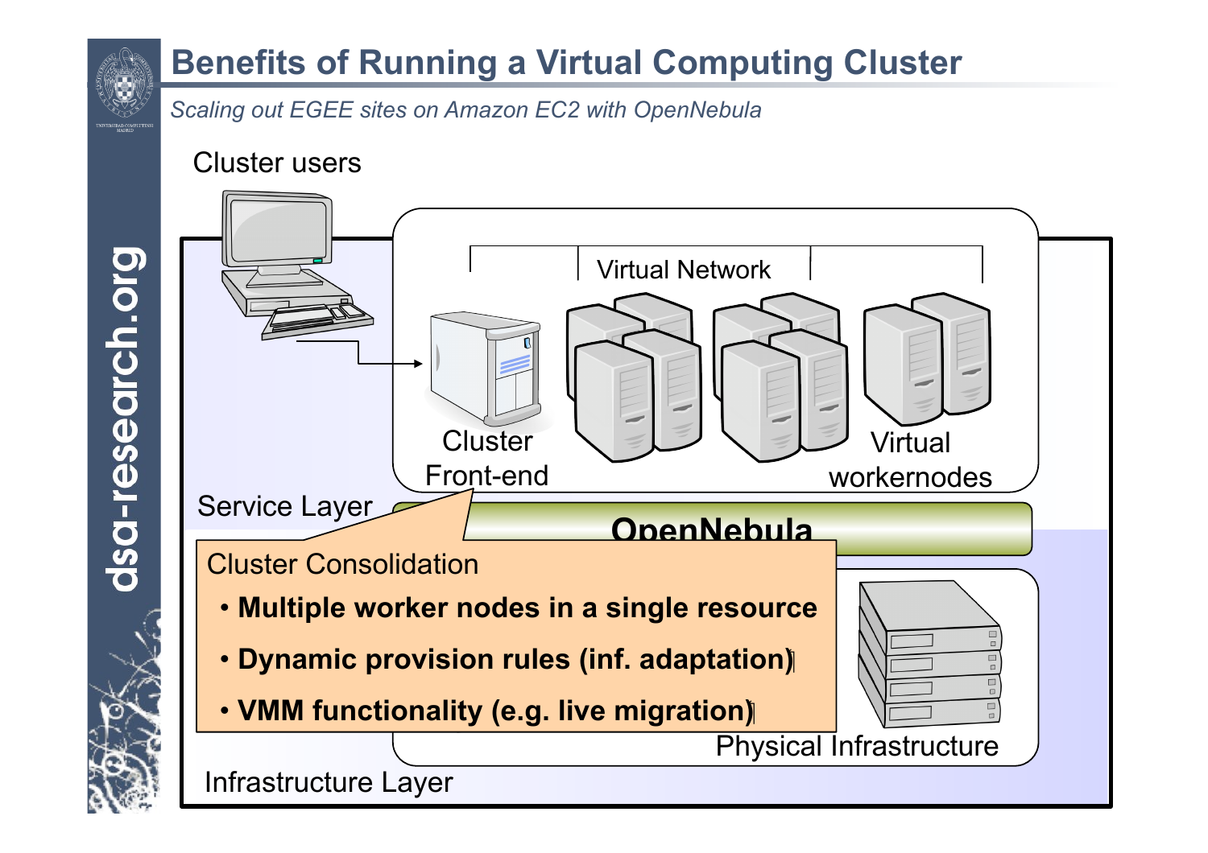# Benefits of Running a Virtual Computing Cluster

*Scaling out EGEE sites on Amazon EC2 with OpenNebula*

Cluster users

Virtual Network

Cluster Front-end

Virtual workernodes

Service Layer

OpenNebula

Cluster Consolidation

- **Multiple worker nodes in a single resource**
- **Dynamic provision rules (inf. adaptation)**
- **VMM functionality (e.g. live migration)**

Physical Infrastructure

Infrastructure Layer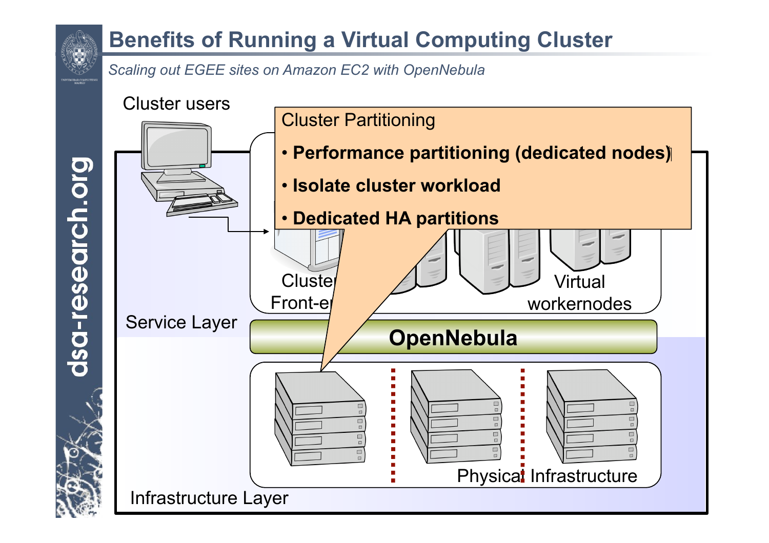# Benefits of Running a Virtual Computing Cluster

*Scaling out EGEE sites on Amazon EC2 with OpenNebula*

Cluster users

Cluster Partitioning

- **Performance partitioning (dedicated nodes)**
- **Isolate cluster workload**
- **Dedicated HA partitions**

Cluster Front-end

Virtual workernodes

Service Layer

**OpenNebula**

Physical Infrastructure

Infrastructure Layer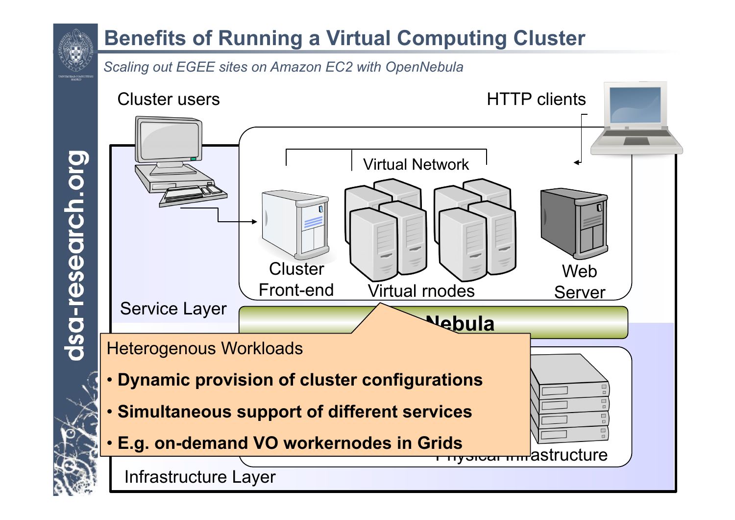# Benefits of Running a Virtual Computing Cluster

*Scaling out EGEE sites on Amazon EC2 with OpenNebula*

Cluster users

HTTP clients

Virtual Network

Cluster Front-end

Virtual rnodes

Web Server

Service Layer

Nebula

Physical Infrastructure

Infrastructure Layer

Heterogenous Workloads

- **Dynamic provision of cluster configurations**
- **Simultaneous support of different services**
- **E.g. on-demand VO workernodes in Grids**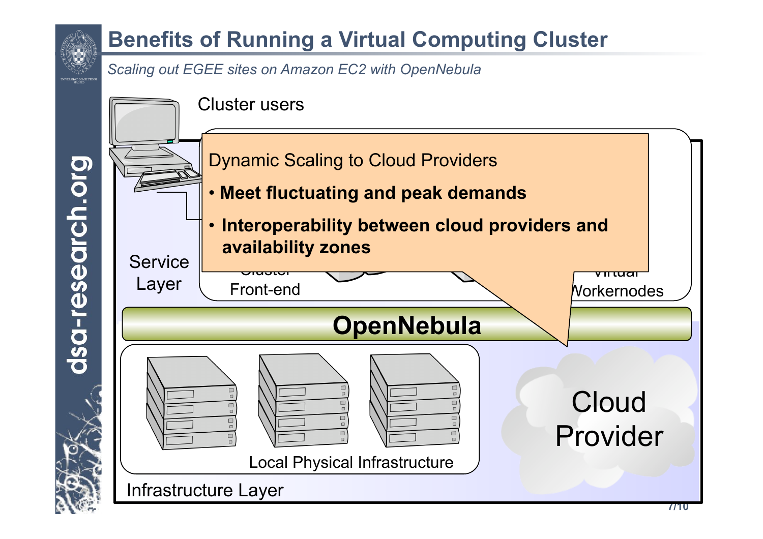# Benefits of Running a Virtual Computing Cluster

*Scaling out EGEE sites on Amazon EC2 with OpenNebula*

Cluster users

Dynamic Scaling to Cloud Providers

- **Meet fluctuating and peak demands**
- **Interoperability between cloud providers and availability zones**

Service Layer

Cluster Front-end

Virtual Workernodes

**OpenNebula**

Local Physical Infrastructure

Cloud Provider

Infrastructure Layer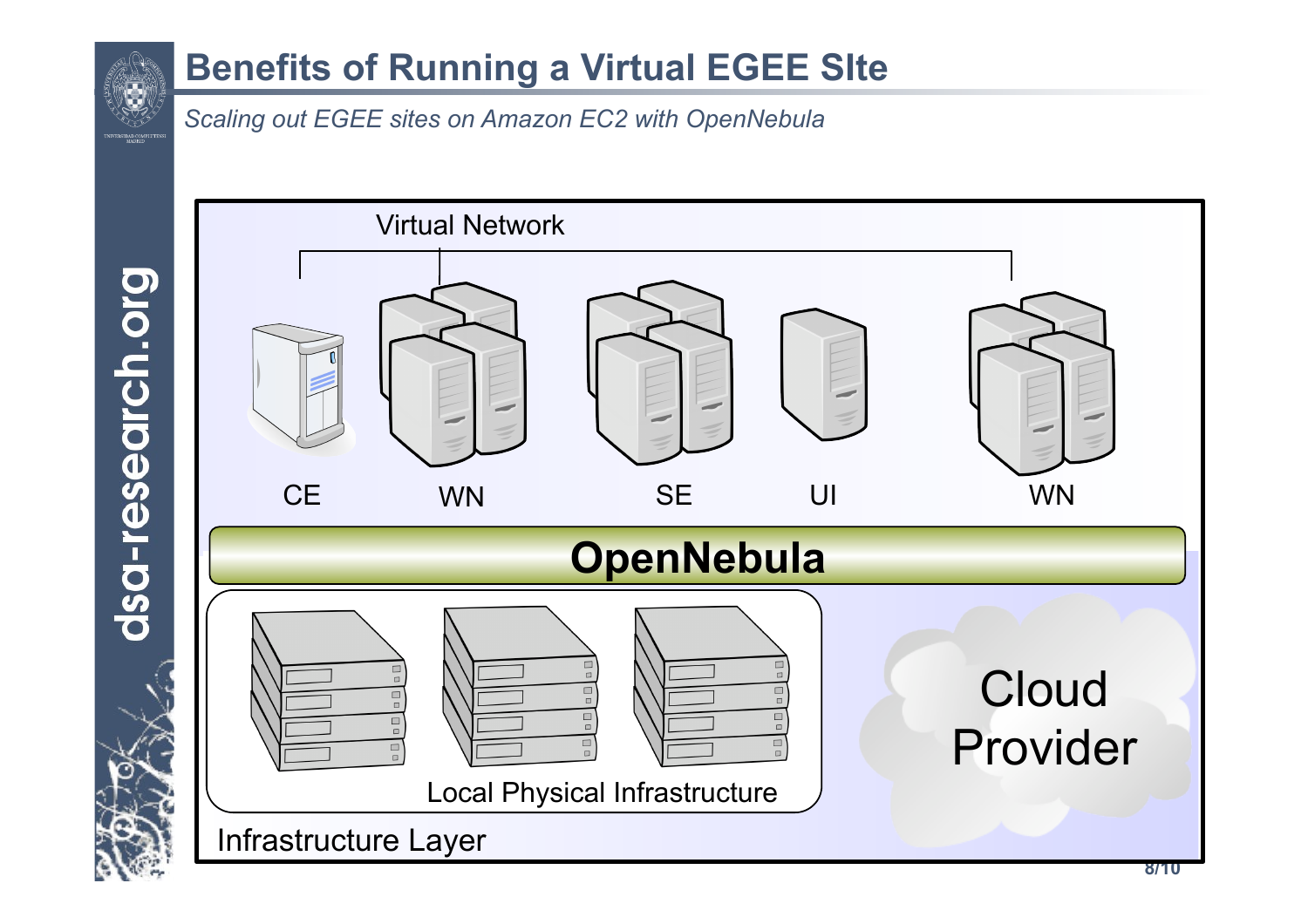# Benefits of Running a Virtual EGEE SIte

*Scaling out EGEE sites on Amazon EC2 with OpenNebula*

Virtual Network

CE WN SE UI WN

**OpenNebula**

Local Physical Infrastructure

Cloud Provider

Infrastructure Layer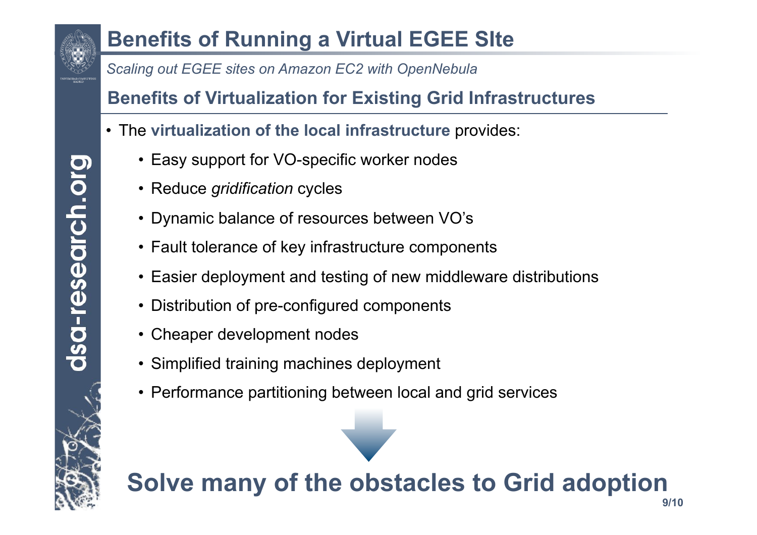# Benefits of Running a Virtual EGEE SIte

*Scaling out EGEE sites on Amazon EC2 with OpenNebula*

## Benefits of Virtualization for Existing Grid Infrastructures

- The **virtualization of the local infrastructure** provides:
  - Easy support for VO-specific worker nodes
  - Reduce *gridification* cycles
  - Dynamic balance of resources between VO's
  - Fault tolerance of key infrastructure components
  - Easier deployment and testing of new middleware distributions
  - Distribution of pre-configured components
  - Cheaper development nodes
  - Simplified training machines deployment
  - Performance partitioning between local and grid services

**Solve many of the obstacles to Grid adoption**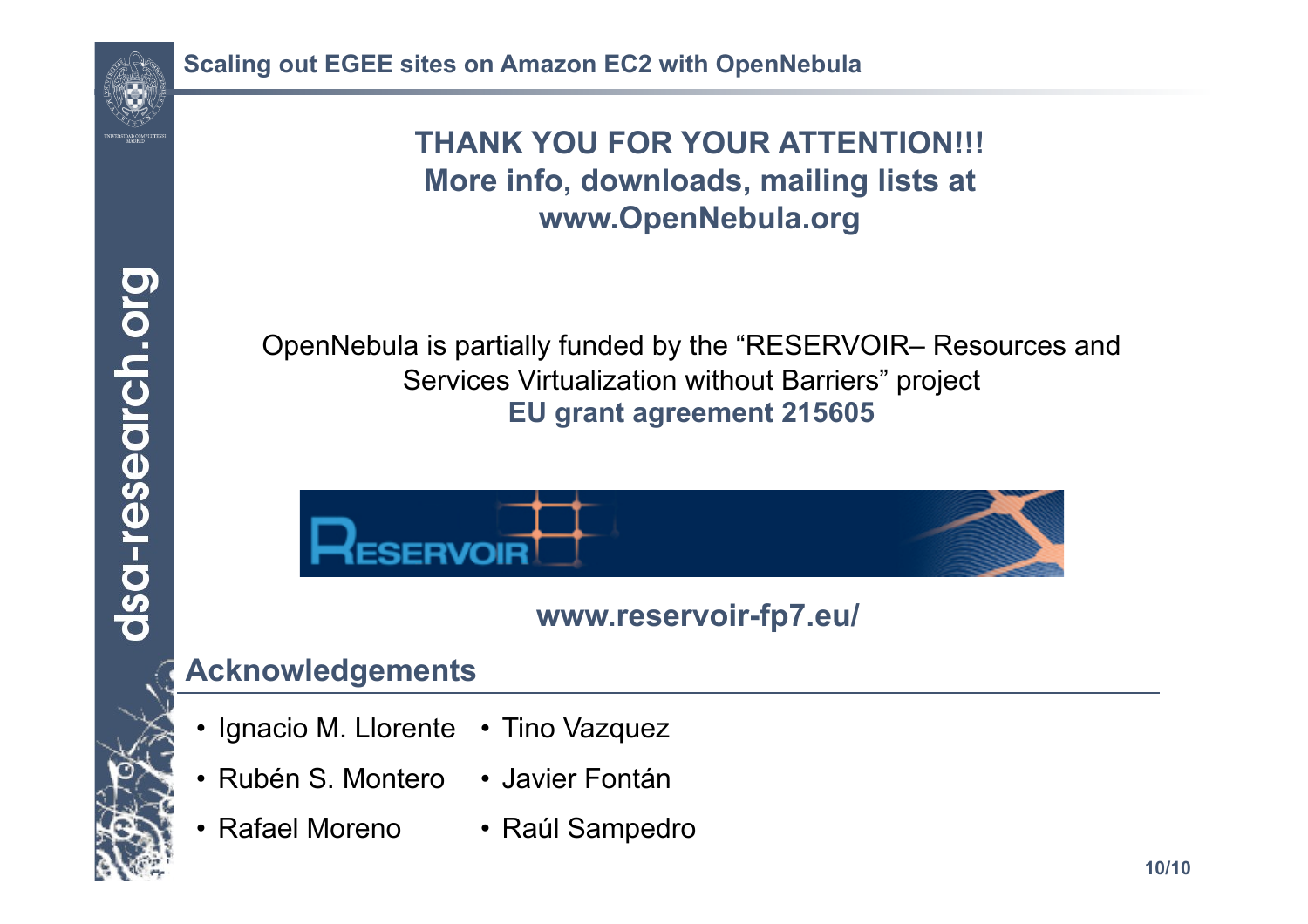**THANK YOU FOR YOUR ATTENTION!!!**
**More info, downloads, mailing lists at**
**www.OpenNebula.org**

OpenNebula is partially funded by the "RESERVOIR– Resources and Services Virtualization without Barriers" project
**EU grant agreement 215605**

**www.reservoir-fp7.eu/**

## Acknowledgements

- Ignacio M. Llorente
- Rubén S. Montero
- Rafael Moreno
- Tino Vazquez
- Javier Fontán
- Raúl Sampedro